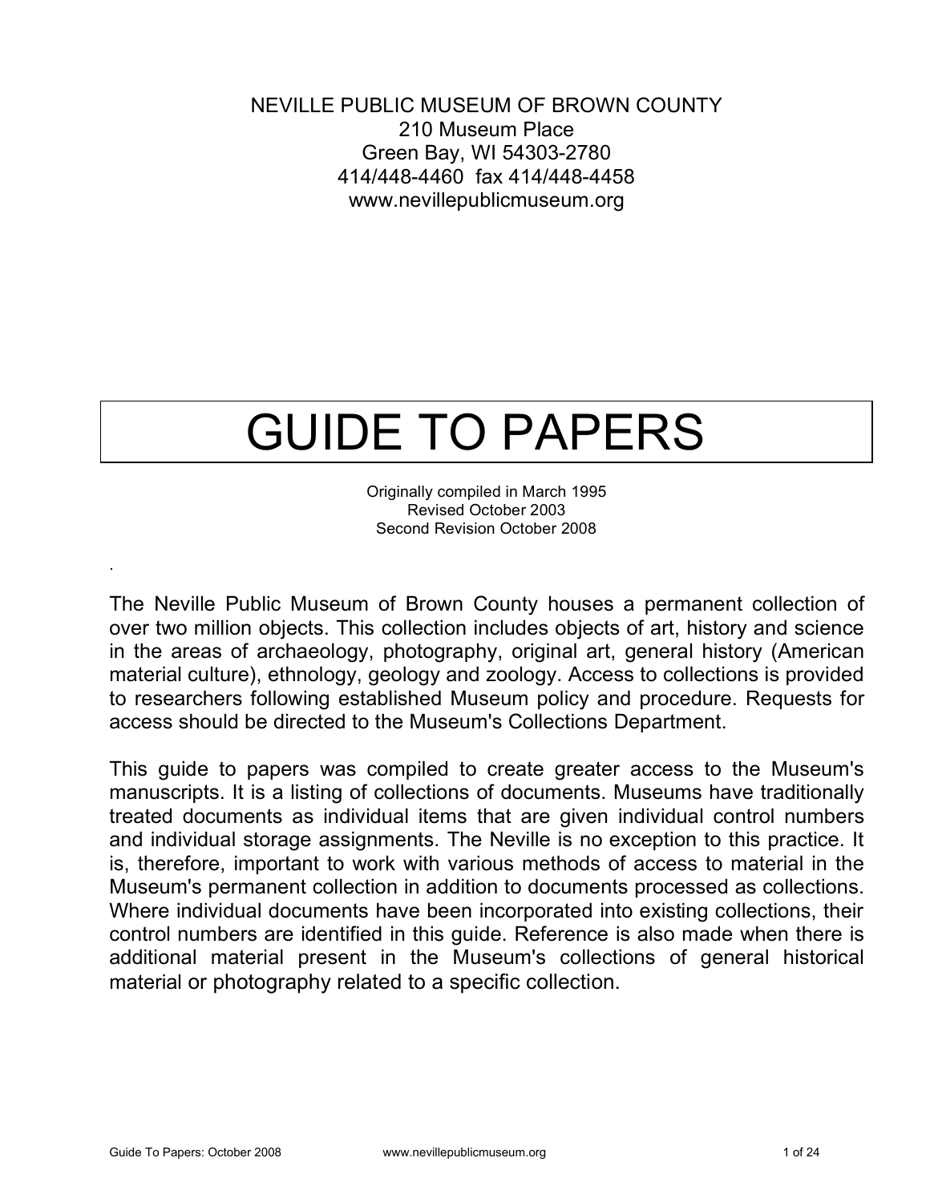NEVILLE PUBLIC MUSEUM OF BROWN COUNTY
210 Museum Place
Green Bay, WI 54303-2780
414/448-4460 fax 414/448-4458
www.nevillepublicmuseum.org

# GUIDE TO PAPERS

Originally compiled in March 1995
Revised October 2003
Second Revision October 2008

The Neville Public Museum of Brown County houses a permanent collection of over two million objects. This collection includes objects of art, history and science in the areas of archaeology, photography, original art, general history (American material culture), ethnology, geology and zoology. Access to collections is provided to researchers following established Museum policy and procedure. Requests for access should be directed to the Museum's Collections Department.

This guide to papers was compiled to create greater access to the Museum's manuscripts. It is a listing of collections of documents. Museums have traditionally treated documents as individual items that are given individual control numbers and individual storage assignments. The Neville is no exception to this practice. It is, therefore, important to work with various methods of access to material in the Museum's permanent collection in addition to documents processed as collections. Where individual documents have been incorporated into existing collections, their control numbers are identified in this guide. Reference is also made when there is additional material present in the Museum's collections of general historical material or photography related to a specific collection.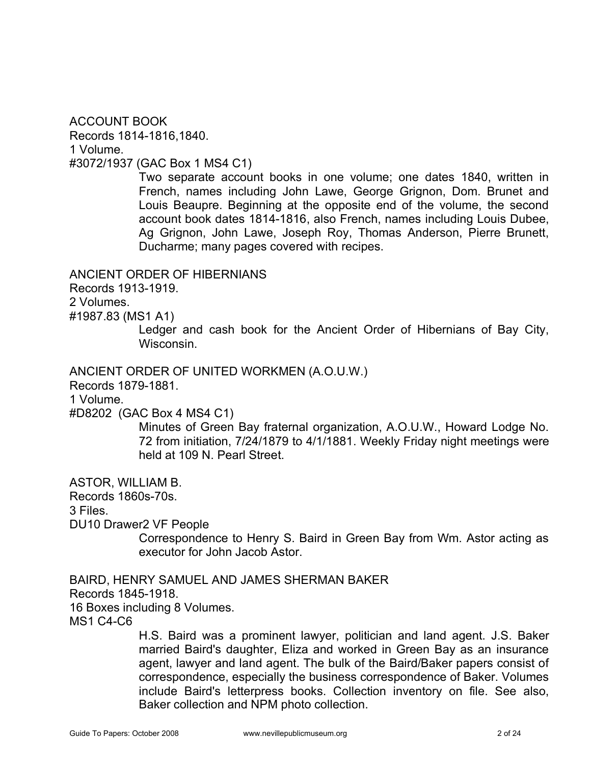ACCOUNT BOOK
Records 1814-1816,1840.
1 Volume.
#3072/1937 (GAC Box 1 MS4 C1)

> Two separate account books in one volume; one dates 1840, written in French, names including John Lawe, George Grignon, Dom. Brunet and Louis Beaupre. Beginning at the opposite end of the volume, the second account book dates 1814-1816, also French, names including Louis Dubee, Ag Grignon, John Lawe, Joseph Roy, Thomas Anderson, Pierre Brunett, Ducharme; many pages covered with recipes.

ANCIENT ORDER OF HIBERNIANS
Records 1913-1919.
2 Volumes.
#1987.83 (MS1 A1)

> Ledger and cash book for the Ancient Order of Hibernians of Bay City, Wisconsin.

ANCIENT ORDER OF UNITED WORKMEN (A.O.U.W.)
Records 1879-1881.
1 Volume.
#D8202 (GAC Box 4 MS4 C1)

> Minutes of Green Bay fraternal organization, A.O.U.W., Howard Lodge No. 72 from initiation, 7/24/1879 to 4/1/1881. Weekly Friday night meetings were held at 109 N. Pearl Street.

ASTOR, WILLIAM B.
Records 1860s-70s.
3 Files.
DU10 Drawer2 VF People

> Correspondence to Henry S. Baird in Green Bay from Wm. Astor acting as executor for John Jacob Astor.

BAIRD, HENRY SAMUEL AND JAMES SHERMAN BAKER
Records 1845-1918.
16 Boxes including 8 Volumes.
MS1 C4-C6

> H.S. Baird was a prominent lawyer, politician and land agent. J.S. Baker married Baird's daughter, Eliza and worked in Green Bay as an insurance agent, lawyer and land agent. The bulk of the Baird/Baker papers consist of correspondence, especially the business correspondence of Baker. Volumes include Baird's letterpress books. Collection inventory on file. See also, Baker collection and NPM photo collection.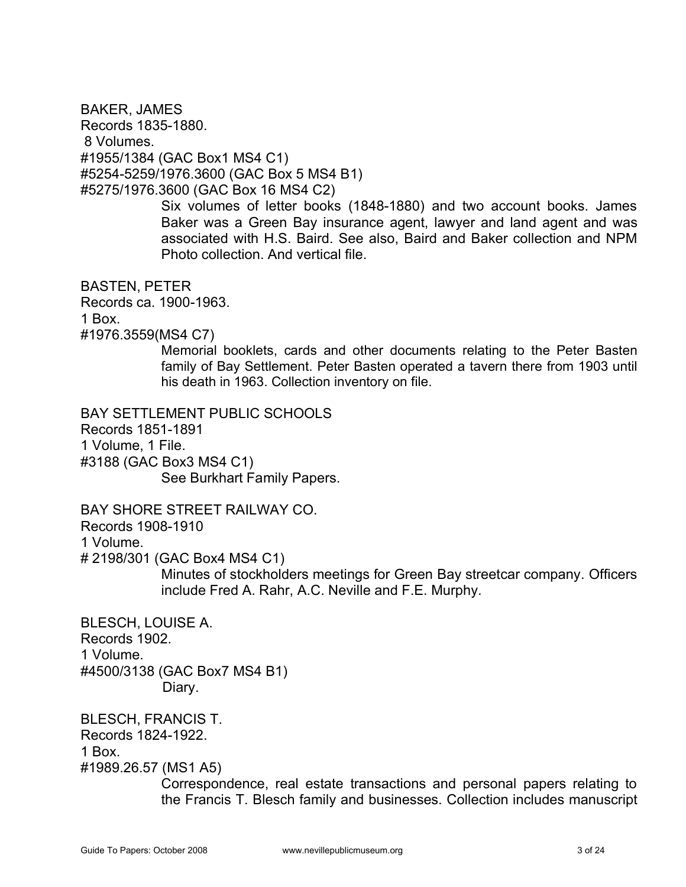BAKER, JAMES
Records 1835-1880.
8 Volumes.
#1955/1384 (GAC Box1 MS4 C1)
#5254-5259/1976.3600 (GAC Box 5 MS4 B1)
#5275/1976.3600 (GAC Box 16 MS4 C2)

Six volumes of letter books (1848-1880) and two account books. James Baker was a Green Bay insurance agent, lawyer and land agent and was associated with H.S. Baird. See also, Baird and Baker collection and NPM Photo collection. And vertical file.

BASTEN, PETER
Records ca. 1900-1963.
1 Box.
#1976.3559(MS4 C7)

Memorial booklets, cards and other documents relating to the Peter Basten family of Bay Settlement. Peter Basten operated a tavern there from 1903 until his death in 1963. Collection inventory on file.

BAY SETTLEMENT PUBLIC SCHOOLS
Records 1851-1891
1 Volume, 1 File.
#3188 (GAC Box3 MS4 C1)

See Burkhart Family Papers.

BAY SHORE STREET RAILWAY CO.
Records 1908-1910
1 Volume.
# 2198/301 (GAC Box4 MS4 C1)

Minutes of stockholders meetings for Green Bay streetcar company. Officers include Fred A. Rahr, A.C. Neville and F.E. Murphy.

BLESCH, LOUISE A.
Records 1902.
1 Volume.
#4500/3138 (GAC Box7 MS4 B1)

Diary.

BLESCH, FRANCIS T.
Records 1824-1922.
1 Box.
#1989.26.57 (MS1 A5)

Correspondence, real estate transactions and personal papers relating to the Francis T. Blesch family and businesses. Collection includes manuscript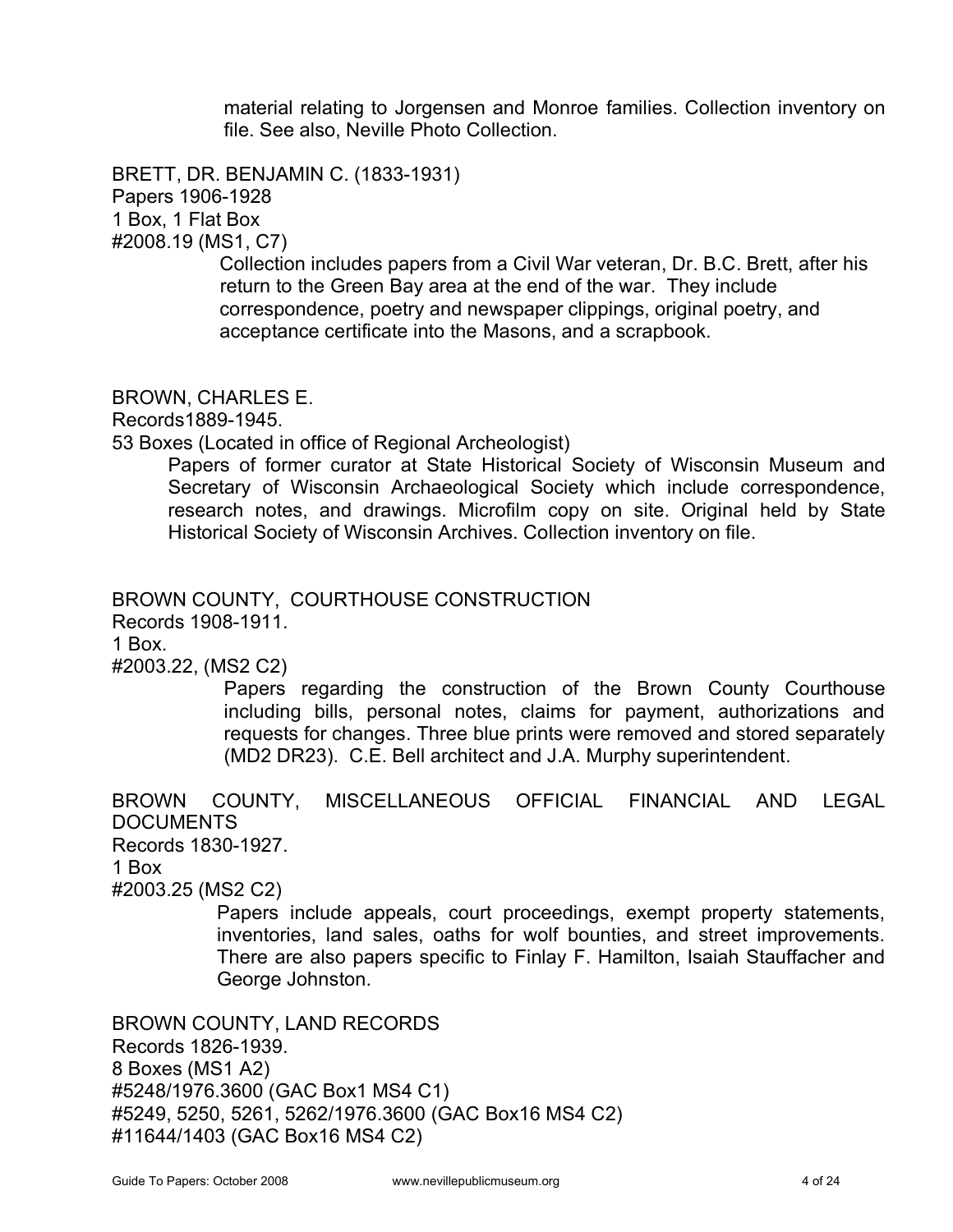material relating to Jorgensen and Monroe families. Collection inventory on file. See also, Neville Photo Collection.

BRETT, DR. BENJAMIN C. (1833-1931)
Papers 1906-1928
1 Box, 1 Flat Box
#2008.19 (MS1, C7)

Collection includes papers from a Civil War veteran, Dr. B.C. Brett, after his return to the Green Bay area at the end of the war. They include correspondence, poetry and newspaper clippings, original poetry, and acceptance certificate into the Masons, and a scrapbook.

BROWN, CHARLES E.
Records1889-1945.
53 Boxes (Located in office of Regional Archeologist)

Papers of former curator at State Historical Society of Wisconsin Museum and Secretary of Wisconsin Archaeological Society which include correspondence, research notes, and drawings. Microfilm copy on site. Original held by State Historical Society of Wisconsin Archives. Collection inventory on file.

BROWN COUNTY, COURTHOUSE CONSTRUCTION
Records 1908-1911.
1 Box.
#2003.22, (MS2 C2)

Papers regarding the construction of the Brown County Courthouse including bills, personal notes, claims for payment, authorizations and requests for changes. Three blue prints were removed and stored separately (MD2 DR23). C.E. Bell architect and J.A. Murphy superintendent.

BROWN COUNTY, MISCELLANEOUS OFFICIAL FINANCIAL AND LEGAL DOCUMENTS
Records 1830-1927.
1 Box
#2003.25 (MS2 C2)

Papers include appeals, court proceedings, exempt property statements, inventories, land sales, oaths for wolf bounties, and street improvements. There are also papers specific to Finlay F. Hamilton, Isaiah Stauffacher and George Johnston.

BROWN COUNTY, LAND RECORDS
Records 1826-1939.
8 Boxes (MS1 A2)
#5248/1976.3600 (GAC Box1 MS4 C1)
#5249, 5250, 5261, 5262/1976.3600 (GAC Box16 MS4 C2)
#11644/1403 (GAC Box16 MS4 C2)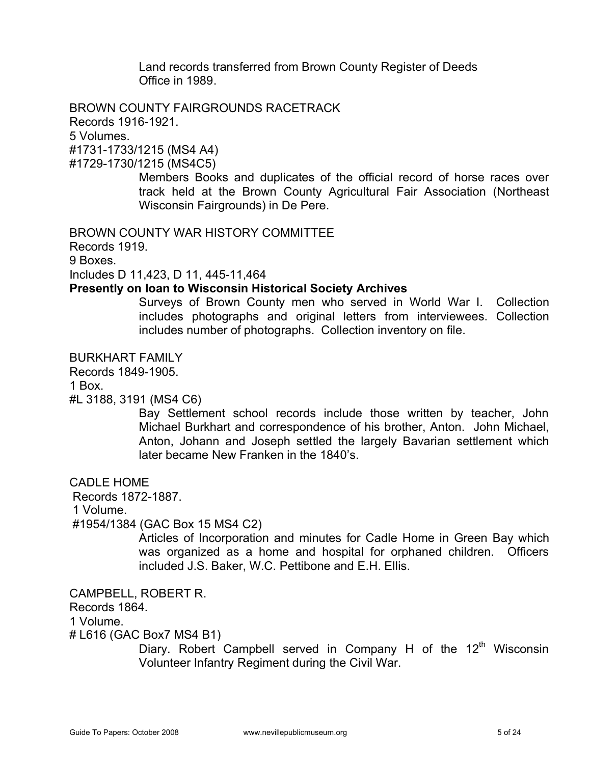Land records transferred from Brown County Register of Deeds Office in 1989.

BROWN COUNTY FAIRGROUNDS RACETRACK
Records 1916-1921.
5 Volumes.
#1731-1733/1215 (MS4 A4)
#1729-1730/1215 (MS4C5)

Members Books and duplicates of the official record of horse races over track held at the Brown County Agricultural Fair Association (Northeast Wisconsin Fairgrounds) in De Pere.

BROWN COUNTY WAR HISTORY COMMITTEE
Records 1919.
9 Boxes.
Includes D 11,423, D 11, 445-11,464
**Presently on loan to Wisconsin Historical Society Archives**

Surveys of Brown County men who served in World War I. Collection includes photographs and original letters from interviewees. Collection includes number of photographs. Collection inventory on file.

BURKHART FAMILY
Records 1849-1905.
1 Box.
#L 3188, 3191 (MS4 C6)

Bay Settlement school records include those written by teacher, John Michael Burkhart and correspondence of his brother, Anton. John Michael, Anton, Johann and Joseph settled the largely Bavarian settlement which later became New Franken in the 1840's.

CADLE HOME
Records 1872-1887.
1 Volume.
#1954/1384 (GAC Box 15 MS4 C2)

Articles of Incorporation and minutes for Cadle Home in Green Bay which was organized as a home and hospital for orphaned children. Officers included J.S. Baker, W.C. Pettibone and E.H. Ellis.

CAMPBELL, ROBERT R.
Records 1864.
1 Volume.
# L616 (GAC Box7 MS4 B1)

Diary. Robert Campbell served in Company H of the 12th Wisconsin Volunteer Infantry Regiment during the Civil War.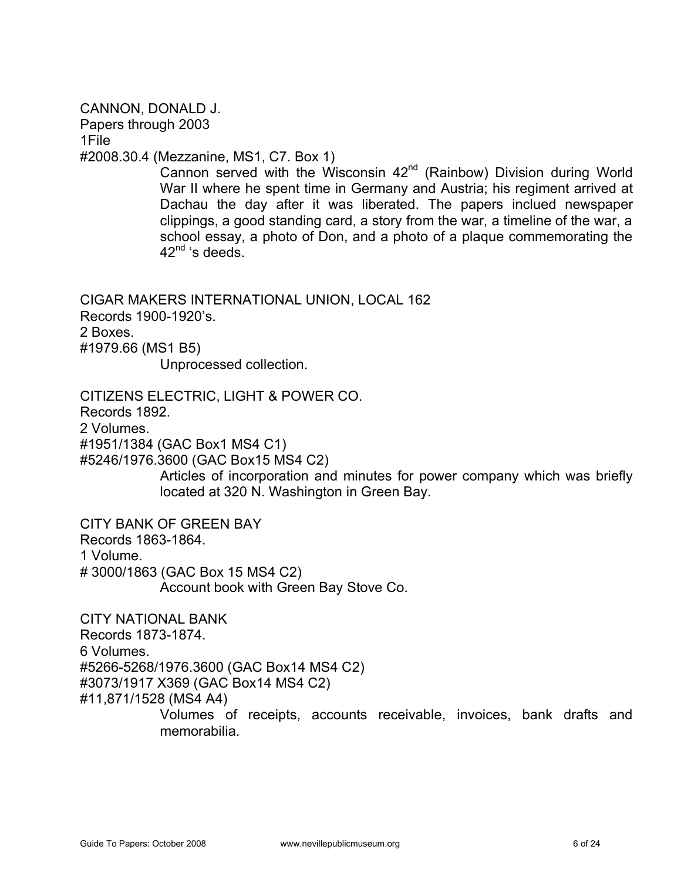CANNON, DONALD J.
Papers through 2003
1File
#2008.30.4 (Mezzanine, MS1, C7. Box 1)

Cannon served with the Wisconsin 42nd (Rainbow) Division during World War II where he spent time in Germany and Austria; his regiment arrived at Dachau the day after it was liberated. The papers inclued newspaper clippings, a good standing card, a story from the war, a timeline of the war, a school essay, a photo of Don, and a photo of a plaque commemorating the 42nd 's deeds.

CIGAR MAKERS INTERNATIONAL UNION, LOCAL 162
Records 1900-1920's.
2 Boxes.
#1979.66 (MS1 B5)

Unprocessed collection.

CITIZENS ELECTRIC, LIGHT & POWER CO.
Records 1892.
2 Volumes.
#1951/1384 (GAC Box1 MS4 C1)
#5246/1976.3600 (GAC Box15 MS4 C2)

Articles of incorporation and minutes for power company which was briefly located at 320 N. Washington in Green Bay.

CITY BANK OF GREEN BAY
Records 1863-1864.
1 Volume.
# 3000/1863 (GAC Box 15 MS4 C2)

Account book with Green Bay Stove Co.

CITY NATIONAL BANK
Records 1873-1874.
6 Volumes.
#5266-5268/1976.3600 (GAC Box14 MS4 C2)
#3073/1917 X369 (GAC Box14 MS4 C2)
#11,871/1528 (MS4 A4)

Volumes of receipts, accounts receivable, invoices, bank drafts and memorabilia.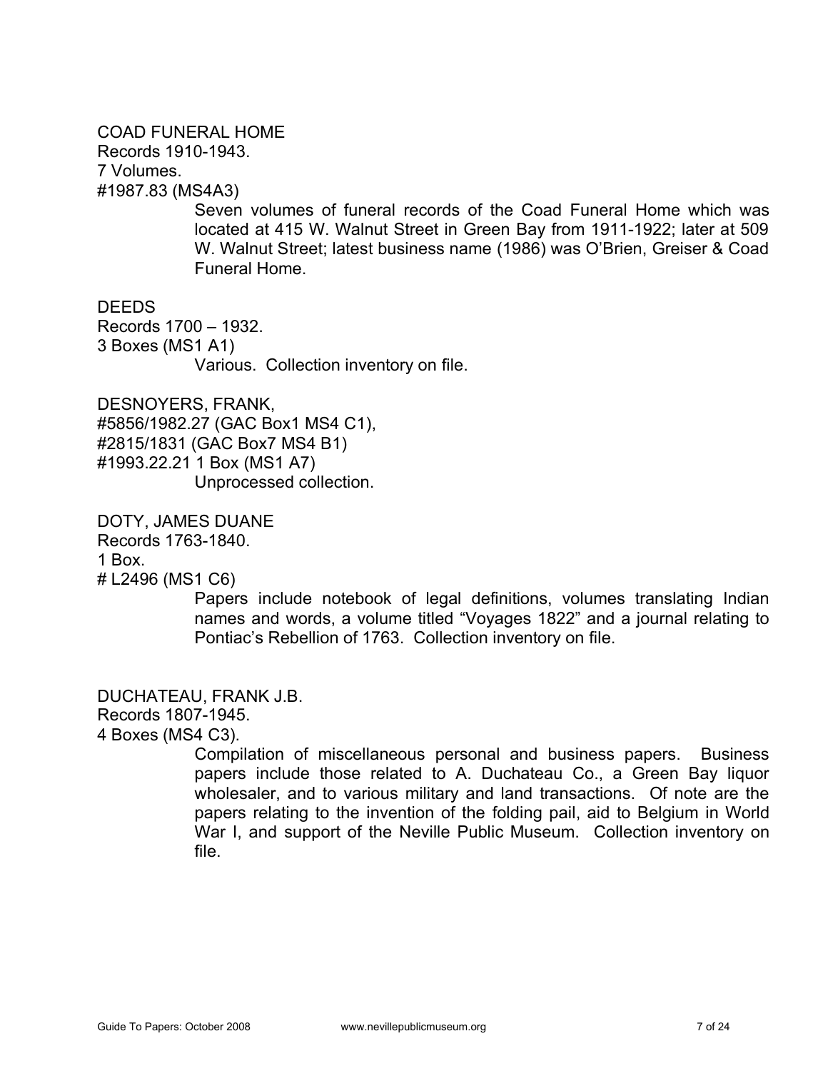COAD FUNERAL HOME
Records 1910-1943.
7 Volumes.
#1987.83 (MS4A3)

Seven volumes of funeral records of the Coad Funeral Home which was located at 415 W. Walnut Street in Green Bay from 1911-1922; later at 509 W. Walnut Street; latest business name (1986) was O'Brien, Greiser & Coad Funeral Home.

DEEDS
Records 1700 – 1932.
3 Boxes (MS1 A1)

Various. Collection inventory on file.

DESNOYERS, FRANK,
#5856/1982.27 (GAC Box1 MS4 C1),
#2815/1831 (GAC Box7 MS4 B1)
#1993.22.21 1 Box (MS1 A7)

Unprocessed collection.

DOTY, JAMES DUANE
Records 1763-1840.
1 Box.
# L2496 (MS1 C6)

Papers include notebook of legal definitions, volumes translating Indian names and words, a volume titled "Voyages 1822" and a journal relating to Pontiac's Rebellion of 1763. Collection inventory on file.

DUCHATEAU, FRANK J.B.
Records 1807-1945.
4 Boxes (MS4 C3).

Compilation of miscellaneous personal and business papers. Business papers include those related to A. Duchateau Co., a Green Bay liquor wholesaler, and to various military and land transactions. Of note are the papers relating to the invention of the folding pail, aid to Belgium in World War I, and support of the Neville Public Museum. Collection inventory on file.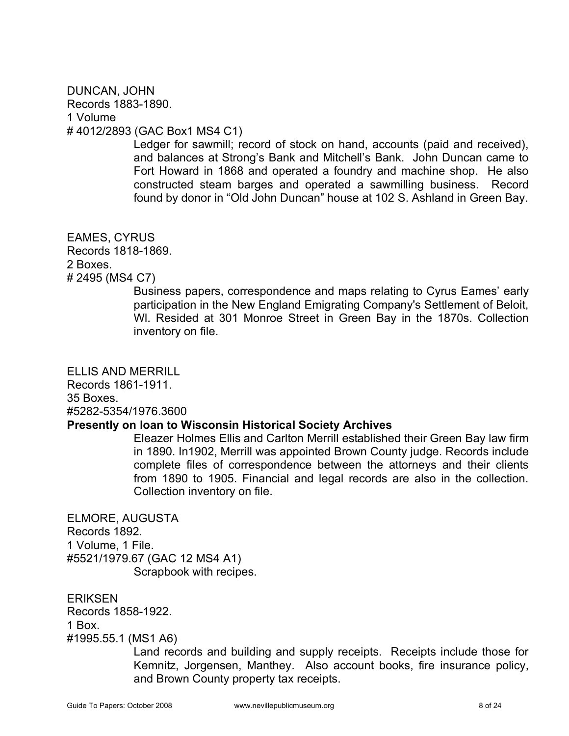DUNCAN, JOHN
Records 1883-1890.
1 Volume
# 4012/2893 (GAC Box1 MS4 C1)

Ledger for sawmill; record of stock on hand, accounts (paid and received), and balances at Strong's Bank and Mitchell's Bank. John Duncan came to Fort Howard in 1868 and operated a foundry and machine shop. He also constructed steam barges and operated a sawmilling business. Record found by donor in "Old John Duncan" house at 102 S. Ashland in Green Bay.

EAMES, CYRUS
Records 1818-1869.
2 Boxes.
# 2495 (MS4 C7)

Business papers, correspondence and maps relating to Cyrus Eames' early participation in the New England Emigrating Company's Settlement of Beloit, WI. Resided at 301 Monroe Street in Green Bay in the 1870s. Collection inventory on file.

ELLIS AND MERRILL
Records 1861-1911.
35 Boxes.
#5282-5354/1976.3600
**Presently on loan to Wisconsin Historical Society Archives**

Eleazer Holmes Ellis and Carlton Merrill established their Green Bay law firm in 1890. In1902, Merrill was appointed Brown County judge. Records include complete files of correspondence between the attorneys and their clients from 1890 to 1905. Financial and legal records are also in the collection. Collection inventory on file.

ELMORE, AUGUSTA
Records 1892.
1 Volume, 1 File.
#5521/1979.67 (GAC 12 MS4 A1)

Scrapbook with recipes.

ERIKSEN
Records 1858-1922.
1 Box.
#1995.55.1 (MS1 A6)

Land records and building and supply receipts. Receipts include those for Kemnitz, Jorgensen, Manthey. Also account books, fire insurance policy, and Brown County property tax receipts.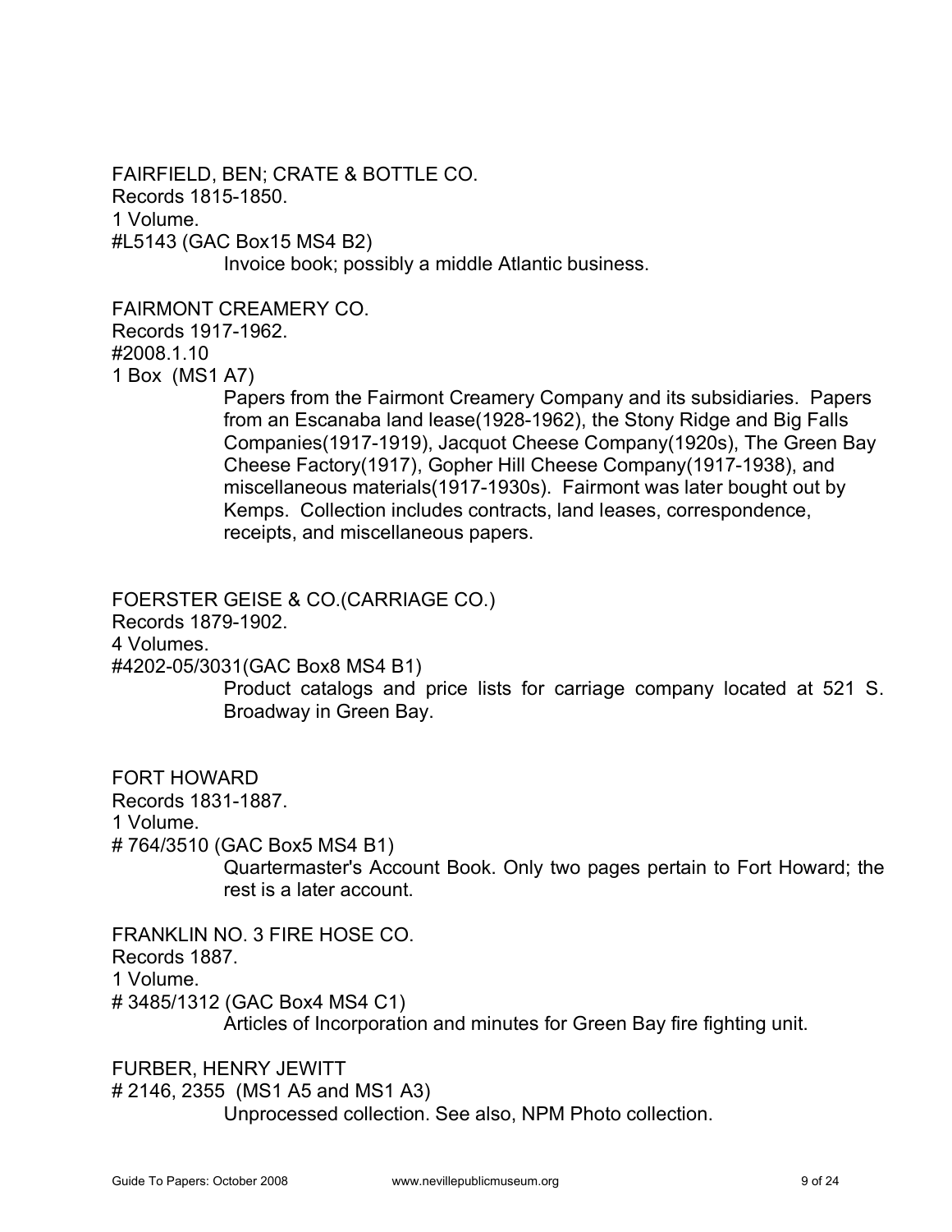FAIRFIELD, BEN; CRATE & BOTTLE CO.
Records 1815-1850.
1 Volume.
#L5143 (GAC Box15 MS4 B2)

Invoice book; possibly a middle Atlantic business.

FAIRMONT CREAMERY CO.
Records 1917-1962.
#2008.1.10
1 Box (MS1 A7)

Papers from the Fairmont Creamery Company and its subsidiaries. Papers from an Escanaba land lease(1928-1962), the Stony Ridge and Big Falls Companies(1917-1919), Jacquot Cheese Company(1920s), The Green Bay Cheese Factory(1917), Gopher Hill Cheese Company(1917-1938), and miscellaneous materials(1917-1930s). Fairmont was later bought out by Kemps. Collection includes contracts, land leases, correspondence, receipts, and miscellaneous papers.

FOERSTER GEISE & CO.(CARRIAGE CO.)
Records 1879-1902.
4 Volumes.
#4202-05/3031(GAC Box8 MS4 B1)

Product catalogs and price lists for carriage company located at 521 S. Broadway in Green Bay.

FORT HOWARD
Records 1831-1887.
1 Volume.
# 764/3510 (GAC Box5 MS4 B1)

Quartermaster's Account Book. Only two pages pertain to Fort Howard; the rest is a later account.

FRANKLIN NO. 3 FIRE HOSE CO.
Records 1887.
1 Volume.
# 3485/1312 (GAC Box4 MS4 C1)

Articles of Incorporation and minutes for Green Bay fire fighting unit.

FURBER, HENRY JEWITT
# 2146, 2355 (MS1 A5 and MS1 A3)

Unprocessed collection. See also, NPM Photo collection.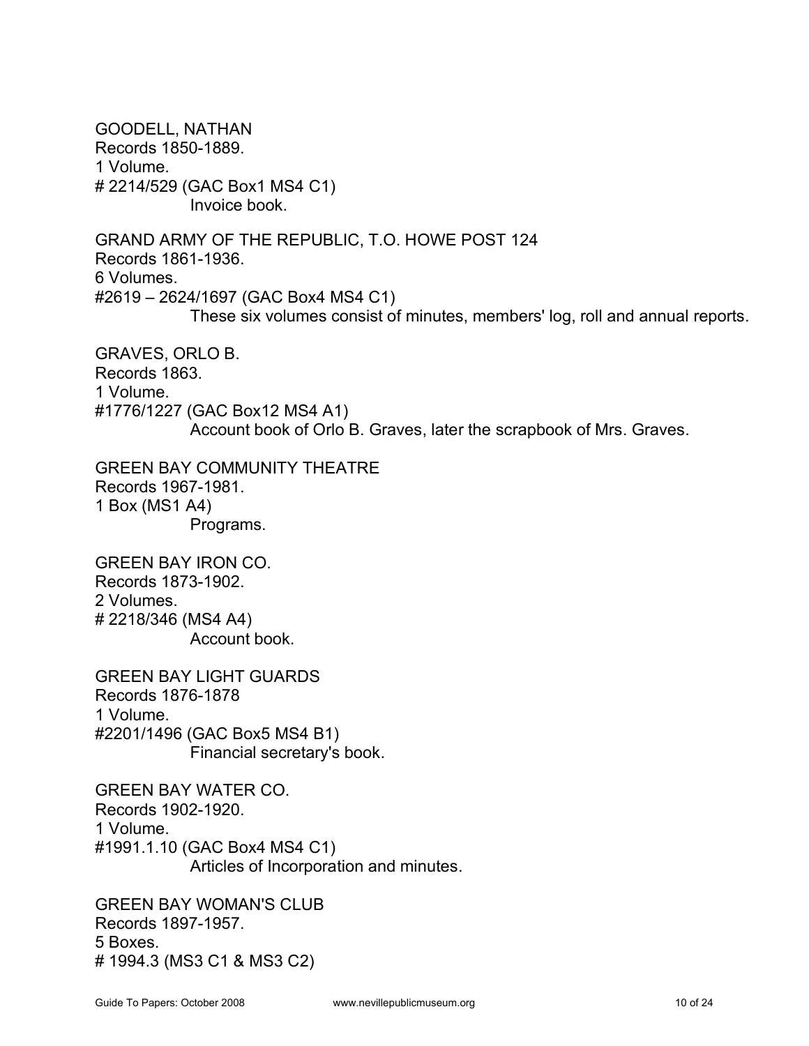GOODELL, NATHAN
Records 1850-1889.
1 Volume.
# 2214/529 (GAC Box1 MS4 C1)

Invoice book.

GRAND ARMY OF THE REPUBLIC, T.O. HOWE POST 124
Records 1861-1936.
6 Volumes.
#2619 – 2624/1697 (GAC Box4 MS4 C1)

These six volumes consist of minutes, members' log, roll and annual reports.

GRAVES, ORLO B.
Records 1863.
1 Volume.
#1776/1227 (GAC Box12 MS4 A1)

Account book of Orlo B. Graves, later the scrapbook of Mrs. Graves.

GREEN BAY COMMUNITY THEATRE
Records 1967-1981.
1 Box (MS1 A4)

Programs.

GREEN BAY IRON CO.
Records 1873-1902.
2 Volumes.
# 2218/346 (MS4 A4)

Account book.

GREEN BAY LIGHT GUARDS
Records 1876-1878
1 Volume.
#2201/1496 (GAC Box5 MS4 B1)

Financial secretary's book.

GREEN BAY WATER CO.
Records 1902-1920.
1 Volume.
#1991.1.10 (GAC Box4 MS4 C1)

Articles of Incorporation and minutes.

GREEN BAY WOMAN'S CLUB
Records 1897-1957.
5 Boxes.
# 1994.3 (MS3 C1 & MS3 C2)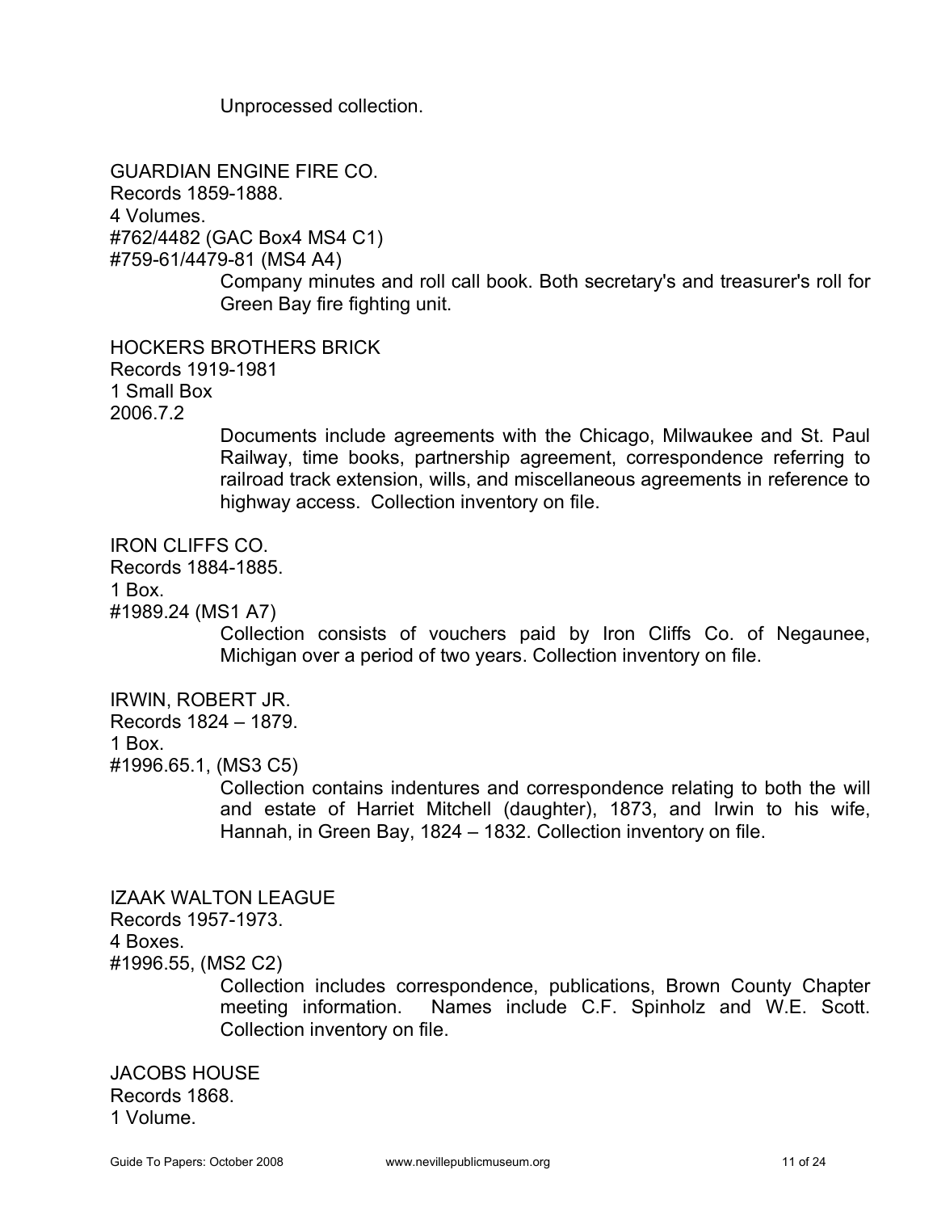Unprocessed collection.

GUARDIAN ENGINE FIRE CO.
Records 1859-1888.
4 Volumes.
#762/4482 (GAC Box4 MS4 C1)
#759-61/4479-81 (MS4 A4)

> Company minutes and roll call book. Both secretary's and treasurer's roll for Green Bay fire fighting unit.

HOCKERS BROTHERS BRICK
Records 1919-1981
1 Small Box
2006.7.2

> Documents include agreements with the Chicago, Milwaukee and St. Paul Railway, time books, partnership agreement, correspondence referring to railroad track extension, wills, and miscellaneous agreements in reference to highway access. Collection inventory on file.

IRON CLIFFS CO.
Records 1884-1885.
1 Box.
#1989.24 (MS1 A7)

> Collection consists of vouchers paid by Iron Cliffs Co. of Negaunee, Michigan over a period of two years. Collection inventory on file.

IRWIN, ROBERT JR.
Records 1824 – 1879.
1 Box.
#1996.65.1, (MS3 C5)

> Collection contains indentures and correspondence relating to both the will and estate of Harriet Mitchell (daughter), 1873, and Irwin to his wife, Hannah, in Green Bay, 1824 – 1832. Collection inventory on file.

IZAAK WALTON LEAGUE
Records 1957-1973.
4 Boxes.
#1996.55, (MS2 C2)

> Collection includes correspondence, publications, Brown County Chapter meeting information. Names include C.F. Spinholz and W.E. Scott. Collection inventory on file.

JACOBS HOUSE
Records 1868.
1 Volume.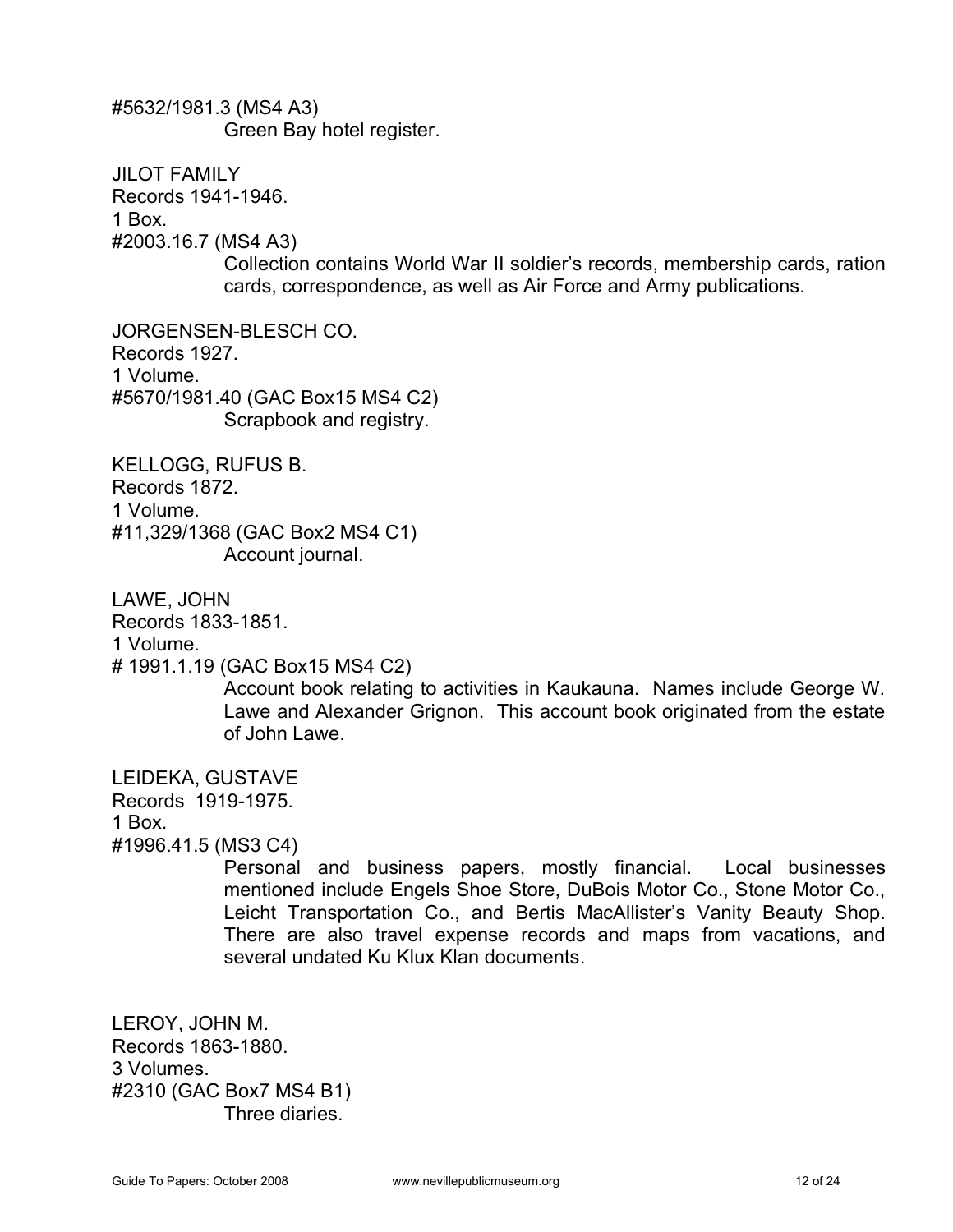#5632/1981.3 (MS4 A3)

Green Bay hotel register.

JILOT FAMILY
Records 1941-1946.
1 Box.
#2003.16.7 (MS4 A3)

Collection contains World War II soldier's records, membership cards, ration cards, correspondence, as well as Air Force and Army publications.

JORGENSEN-BLESCH CO.
Records 1927.
1 Volume.
#5670/1981.40 (GAC Box15 MS4 C2)

Scrapbook and registry.

KELLOGG, RUFUS B.
Records 1872.
1 Volume.
#11,329/1368 (GAC Box2 MS4 C1)

Account journal.

LAWE, JOHN
Records 1833-1851.
1 Volume.
# 1991.1.19 (GAC Box15 MS4 C2)

Account book relating to activities in Kaukauna. Names include George W. Lawe and Alexander Grignon. This account book originated from the estate of John Lawe.

LEIDEKA, GUSTAVE
Records 1919-1975.
1 Box.
#1996.41.5 (MS3 C4)

Personal and business papers, mostly financial. Local businesses mentioned include Engels Shoe Store, DuBois Motor Co., Stone Motor Co., Leicht Transportation Co., and Bertis MacAllister's Vanity Beauty Shop. There are also travel expense records and maps from vacations, and several undated Ku Klux Klan documents.

LEROY, JOHN M.
Records 1863-1880.
3 Volumes.
#2310 (GAC Box7 MS4 B1)

Three diaries.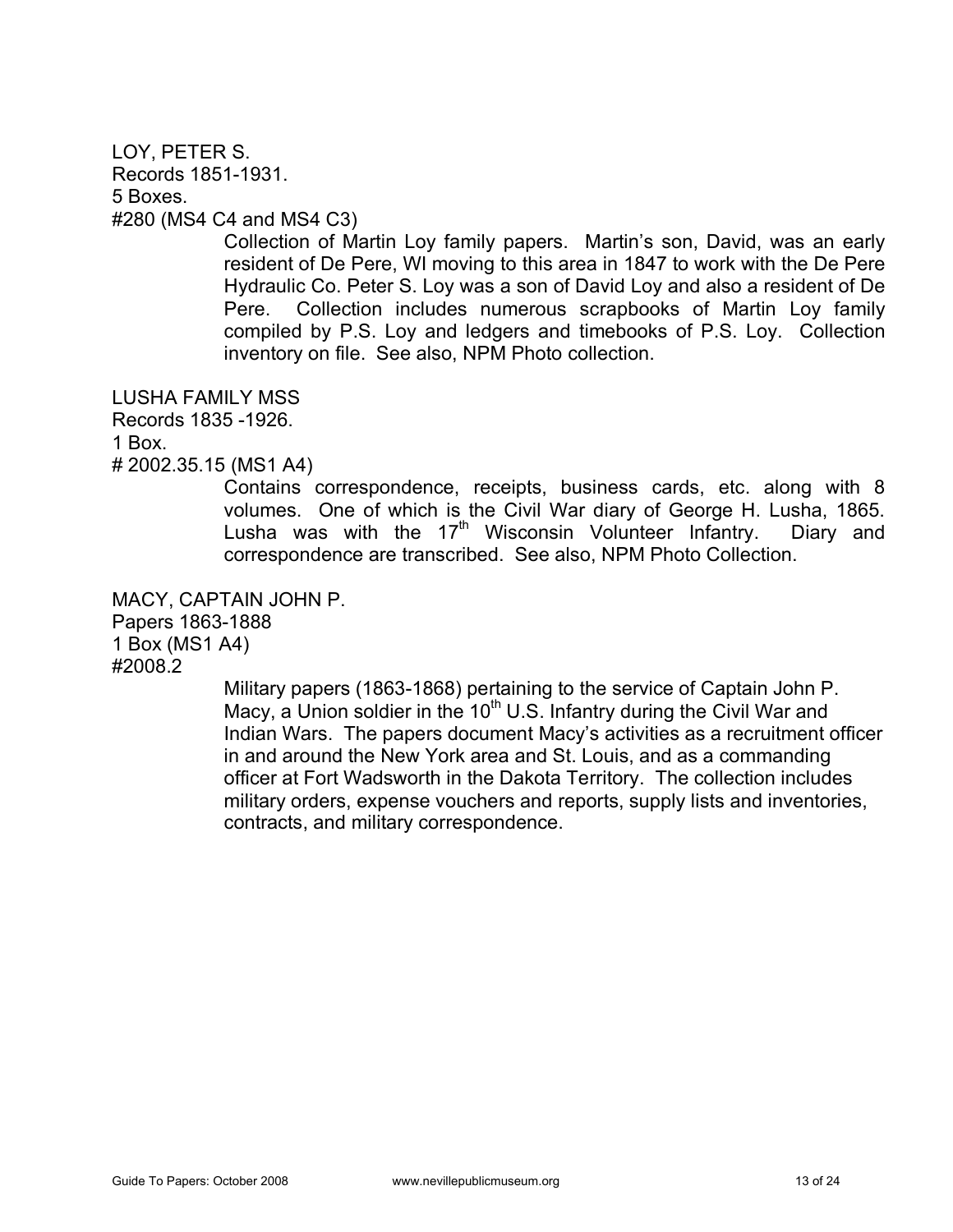LOY, PETER S.
Records 1851-1931.
5 Boxes.
#280 (MS4 C4 and MS4 C3)

Collection of Martin Loy family papers. Martin's son, David, was an early resident of De Pere, WI moving to this area in 1847 to work with the De Pere Hydraulic Co. Peter S. Loy was a son of David Loy and also a resident of De Pere. Collection includes numerous scrapbooks of Martin Loy family compiled by P.S. Loy and ledgers and timebooks of P.S. Loy. Collection inventory on file. See also, NPM Photo collection.

LUSHA FAMILY MSS
Records 1835 -1926.
1 Box.
# 2002.35.15 (MS1 A4)

Contains correspondence, receipts, business cards, etc. along with 8 volumes. One of which is the Civil War diary of George H. Lusha, 1865. Lusha was with the 17th Wisconsin Volunteer Infantry. Diary and correspondence are transcribed. See also, NPM Photo Collection.

MACY, CAPTAIN JOHN P.
Papers 1863-1888
1 Box (MS1 A4)
#2008.2

Military papers (1863-1868) pertaining to the service of Captain John P. Macy, a Union soldier in the 10th U.S. Infantry during the Civil War and Indian Wars. The papers document Macy's activities as a recruitment officer in and around the New York area and St. Louis, and as a commanding officer at Fort Wadsworth in the Dakota Territory. The collection includes military orders, expense vouchers and reports, supply lists and inventories, contracts, and military correspondence.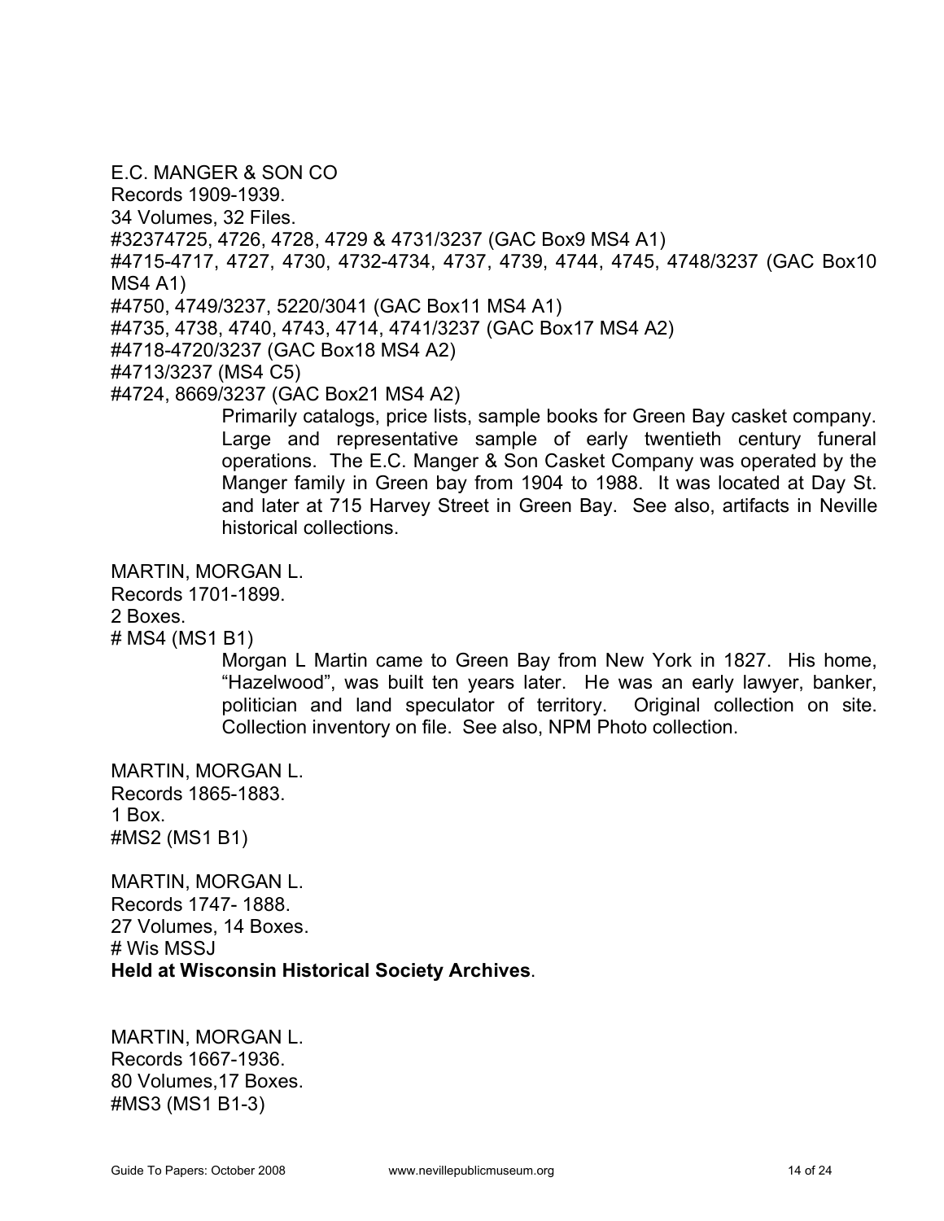E.C. MANGER & SON CO
Records 1909-1939.
34 Volumes, 32 Files.
#32374725, 4726, 4728, 4729 & 4731/3237 (GAC Box9 MS4 A1)
#4715-4717, 4727, 4730, 4732-4734, 4737, 4739, 4744, 4745, 4748/3237 (GAC Box10 MS4 A1)
#4750, 4749/3237, 5220/3041 (GAC Box11 MS4 A1)
#4735, 4738, 4740, 4743, 4714, 4741/3237 (GAC Box17 MS4 A2)
#4718-4720/3237 (GAC Box18 MS4 A2)
#4713/3237 (MS4 C5)
#4724, 8669/3237 (GAC Box21 MS4 A2)

> Primarily catalogs, price lists, sample books for Green Bay casket company. Large and representative sample of early twentieth century funeral operations. The E.C. Manger & Son Casket Company was operated by the Manger family in Green bay from 1904 to 1988. It was located at Day St. and later at 715 Harvey Street in Green Bay. See also, artifacts in Neville historical collections.

MARTIN, MORGAN L.
Records 1701-1899.
2 Boxes.
# MS4 (MS1 B1)

> Morgan L Martin came to Green Bay from New York in 1827. His home, “Hazelwood”, was built ten years later. He was an early lawyer, banker, politician and land speculator of territory. Original collection on site. Collection inventory on file. See also, NPM Photo collection.

MARTIN, MORGAN L.
Records 1865-1883.
1 Box.
#MS2 (MS1 B1)

MARTIN, MORGAN L.
Records 1747- 1888.
27 Volumes, 14 Boxes.
# Wis MSSJ
**Held at Wisconsin Historical Society Archives**.

MARTIN, MORGAN L.
Records 1667-1936.
80 Volumes,17 Boxes.
#MS3 (MS1 B1-3)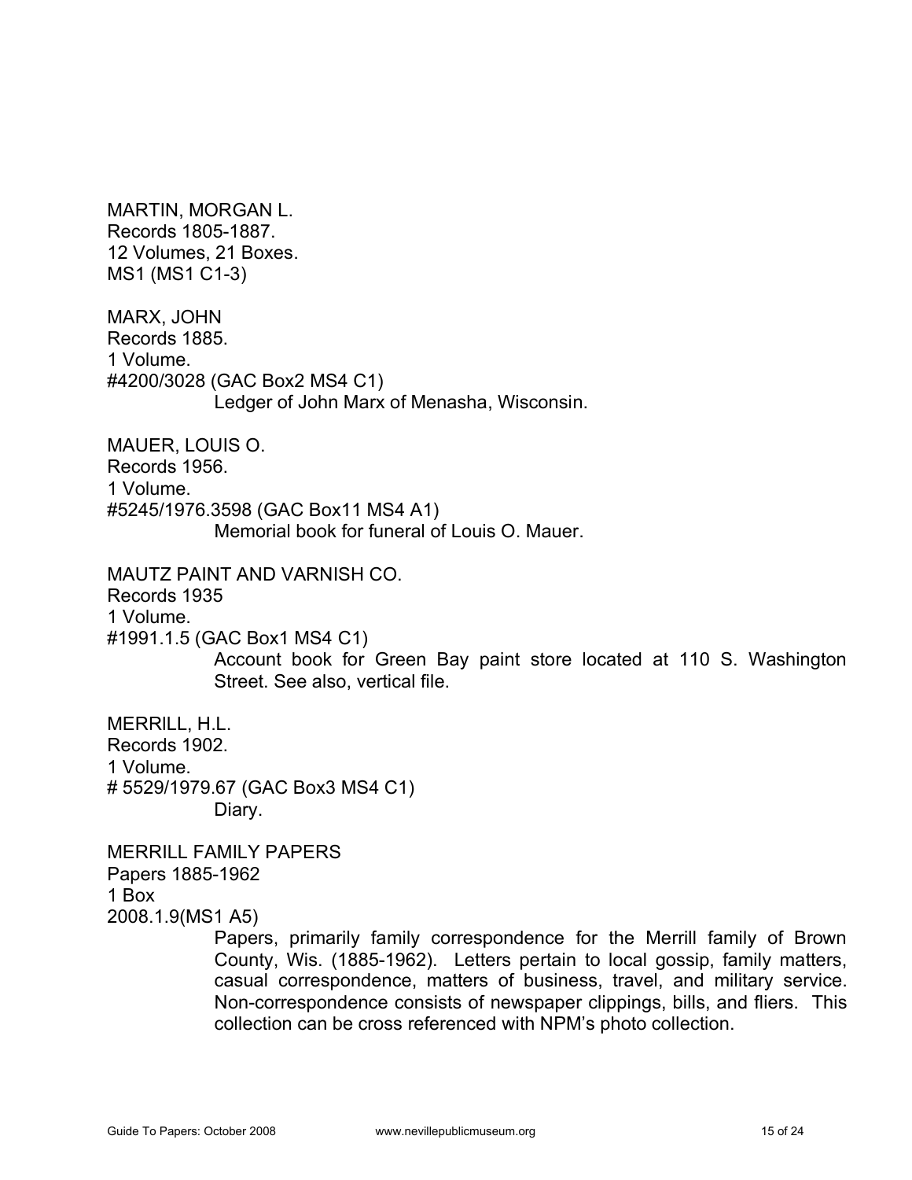MARTIN, MORGAN L.
Records 1805-1887.
12 Volumes, 21 Boxes.
MS1 (MS1 C1-3)

MARX, JOHN
Records 1885.
1 Volume.
#4200/3028 (GAC Box2 MS4 C1)

Ledger of John Marx of Menasha, Wisconsin.

MAUER, LOUIS O.
Records 1956.
1 Volume.
#5245/1976.3598 (GAC Box11 MS4 A1)

Memorial book for funeral of Louis O. Mauer.

MAUTZ PAINT AND VARNISH CO.
Records 1935
1 Volume.
#1991.1.5 (GAC Box1 MS4 C1)

Account book for Green Bay paint store located at 110 S. Washington Street. See also, vertical file.

MERRILL, H.L.
Records 1902.
1 Volume.
# 5529/1979.67 (GAC Box3 MS4 C1)

Diary.

MERRILL FAMILY PAPERS
Papers 1885-1962
1 Box
2008.1.9(MS1 A5)

Papers, primarily family correspondence for the Merrill family of Brown County, Wis. (1885-1962). Letters pertain to local gossip, family matters, casual correspondence, matters of business, travel, and military service. Non-correspondence consists of newspaper clippings, bills, and fliers. This collection can be cross referenced with NPM's photo collection.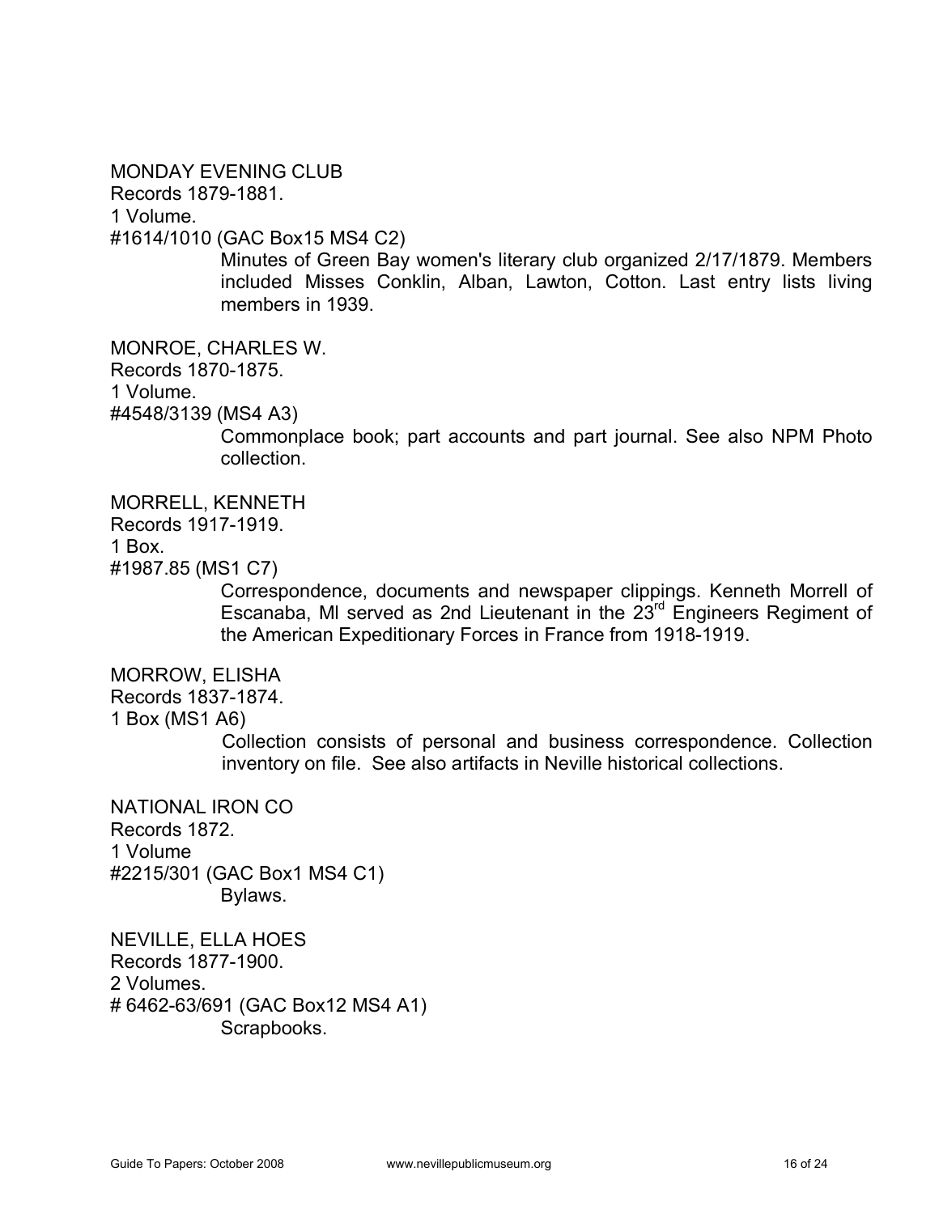MONDAY EVENING CLUB
Records 1879-1881.
1 Volume.
#1614/1010 (GAC Box15 MS4 C2)

Minutes of Green Bay women's literary club organized 2/17/1879. Members included Misses Conklin, Alban, Lawton, Cotton. Last entry lists living members in 1939.

MONROE, CHARLES W.
Records 1870-1875.
1 Volume.
#4548/3139 (MS4 A3)

Commonplace book; part accounts and part journal. See also NPM Photo collection.

MORRELL, KENNETH
Records 1917-1919.
1 Box.
#1987.85 (MS1 C7)

Correspondence, documents and newspaper clippings. Kenneth Morrell of Escanaba, MI served as 2nd Lieutenant in the 23rd Engineers Regiment of the American Expeditionary Forces in France from 1918-1919.

MORROW, ELISHA
Records 1837-1874.
1 Box (MS1 A6)

Collection consists of personal and business correspondence. Collection inventory on file. See also artifacts in Neville historical collections.

NATIONAL IRON CO
Records 1872.
1 Volume
#2215/301 (GAC Box1 MS4 C1)

Bylaws.

NEVILLE, ELLA HOES
Records 1877-1900.
2 Volumes.
# 6462-63/691 (GAC Box12 MS4 A1)

Scrapbooks.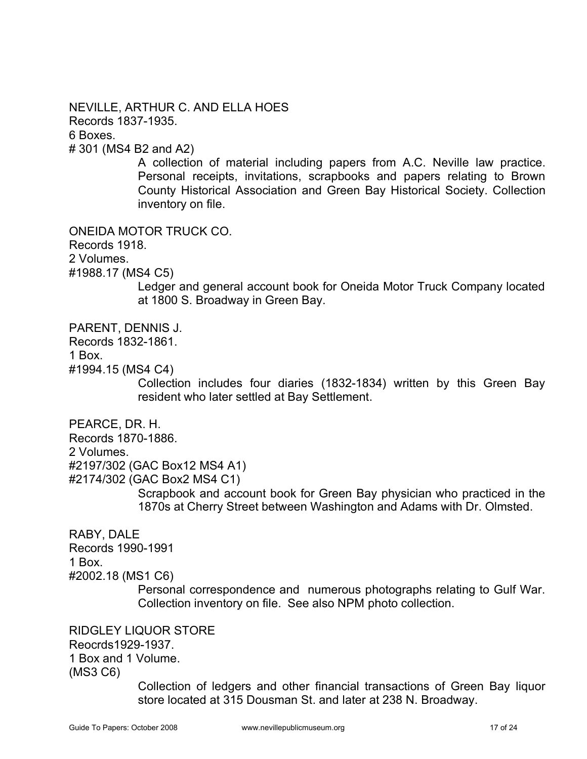NEVILLE, ARTHUR C. AND ELLA HOES
Records 1837-1935.
6 Boxes.
# 301 (MS4 B2 and A2)

> A collection of material including papers from A.C. Neville law practice. Personal receipts, invitations, scrapbooks and papers relating to Brown County Historical Association and Green Bay Historical Society. Collection inventory on file.

ONEIDA MOTOR TRUCK CO.
Records 1918.
2 Volumes.
#1988.17 (MS4 C5)

> Ledger and general account book for Oneida Motor Truck Company located at 1800 S. Broadway in Green Bay.

PARENT, DENNIS J.
Records 1832-1861.
1 Box.
#1994.15 (MS4 C4)

> Collection includes four diaries (1832-1834) written by this Green Bay resident who later settled at Bay Settlement.

PEARCE, DR. H.
Records 1870-1886.
2 Volumes.
#2197/302 (GAC Box12 MS4 A1)
#2174/302 (GAC Box2 MS4 C1)

> Scrapbook and account book for Green Bay physician who practiced in the 1870s at Cherry Street between Washington and Adams with Dr. Olmsted.

RABY, DALE
Records 1990-1991
1 Box.
#2002.18 (MS1 C6)

> Personal correspondence and numerous photographs relating to Gulf War. Collection inventory on file. See also NPM photo collection.

RIDGLEY LIQUOR STORE
Reocrds1929-1937.
1 Box and 1 Volume.
(MS3 C6)

> Collection of ledgers and other financial transactions of Green Bay liquor store located at 315 Dousman St. and later at 238 N. Broadway.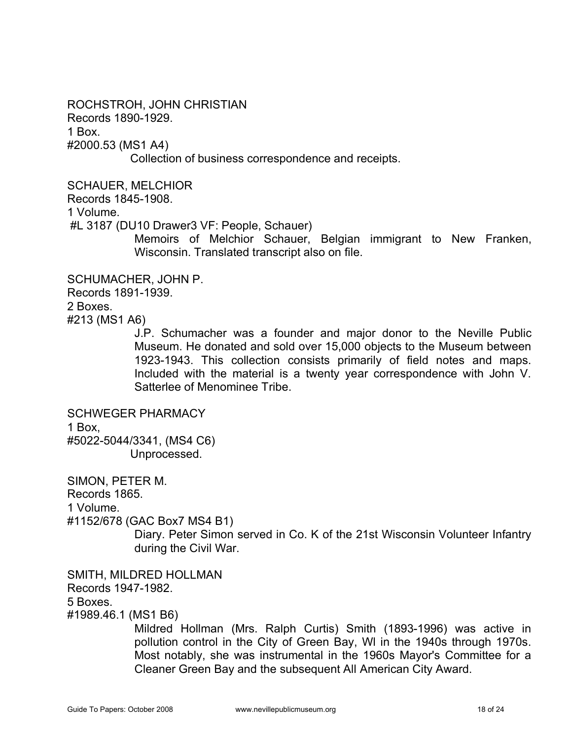ROCHSTROH, JOHN CHRISTIAN
Records 1890-1929.
1 Box.
#2000.53 (MS1 A4)

Collection of business correspondence and receipts.

SCHAUER, MELCHIOR
Records 1845-1908.
1 Volume.
#L 3187 (DU10 Drawer3 VF: People, Schauer)

Memoirs of Melchior Schauer, Belgian immigrant to New Franken, Wisconsin. Translated transcript also on file.

SCHUMACHER, JOHN P.
Records 1891-1939.
2 Boxes.
#213 (MS1 A6)

J.P. Schumacher was a founder and major donor to the Neville Public Museum. He donated and sold over 15,000 objects to the Museum between 1923-1943. This collection consists primarily of field notes and maps. Included with the material is a twenty year correspondence with John V. Satterlee of Menominee Tribe.

SCHWEGER PHARMACY
1 Box,
#5022-5044/3341, (MS4 C6)

Unprocessed.

SIMON, PETER M.
Records 1865.
1 Volume.
#1152/678 (GAC Box7 MS4 B1)

Diary. Peter Simon served in Co. K of the 21st Wisconsin Volunteer Infantry during the Civil War.

SMITH, MILDRED HOLLMAN
Records 1947-1982.
5 Boxes.
#1989.46.1 (MS1 B6)

Mildred Hollman (Mrs. Ralph Curtis) Smith (1893-1996) was active in pollution control in the City of Green Bay, WI in the 1940s through 1970s. Most notably, she was instrumental in the 1960s Mayor's Committee for a Cleaner Green Bay and the subsequent All American City Award.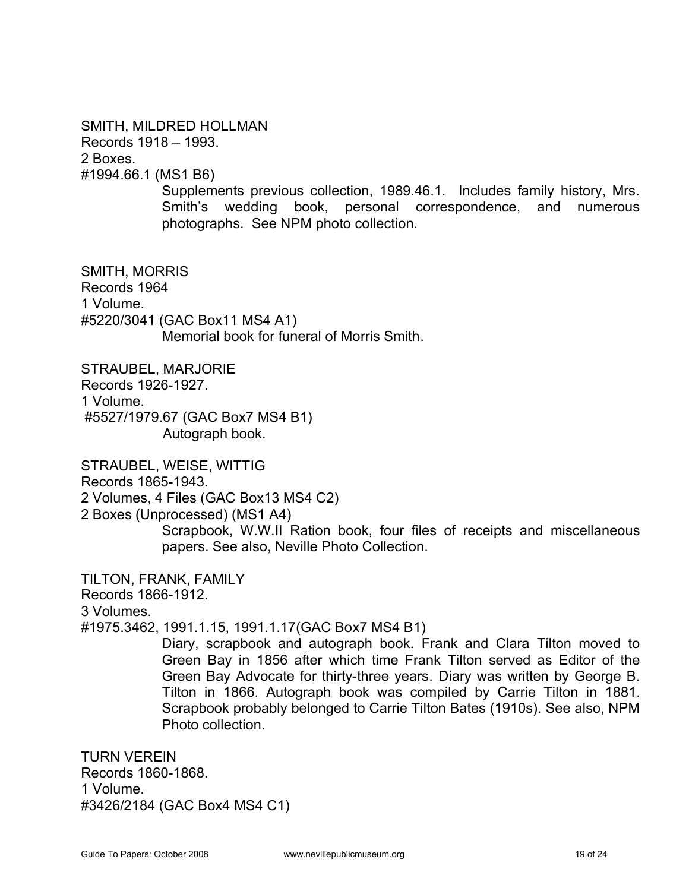SMITH, MILDRED HOLLMAN
Records 1918 – 1993.
2 Boxes.
#1994.66.1 (MS1 B6)

Supplements previous collection, 1989.46.1. Includes family history, Mrs. Smith's wedding book, personal correspondence, and numerous photographs. See NPM photo collection.

SMITH, MORRIS
Records 1964
1 Volume.
#5220/3041 (GAC Box11 MS4 A1)

Memorial book for funeral of Morris Smith.

STRAUBEL, MARJORIE
Records 1926-1927.
1 Volume.
#5527/1979.67 (GAC Box7 MS4 B1)

Autograph book.

STRAUBEL, WEISE, WITTIG
Records 1865-1943.
2 Volumes, 4 Files (GAC Box13 MS4 C2)
2 Boxes (Unprocessed) (MS1 A4)

Scrapbook, W.W.II Ration book, four files of receipts and miscellaneous papers. See also, Neville Photo Collection.

TILTON, FRANK, FAMILY
Records 1866-1912.
3 Volumes.
#1975.3462, 1991.1.15, 1991.1.17(GAC Box7 MS4 B1)

Diary, scrapbook and autograph book. Frank and Clara Tilton moved to Green Bay in 1856 after which time Frank Tilton served as Editor of the Green Bay Advocate for thirty-three years. Diary was written by George B. Tilton in 1866. Autograph book was compiled by Carrie Tilton in 1881. Scrapbook probably belonged to Carrie Tilton Bates (1910s). See also, NPM Photo collection.

TURN VEREIN
Records 1860-1868.
1 Volume.
#3426/2184 (GAC Box4 MS4 C1)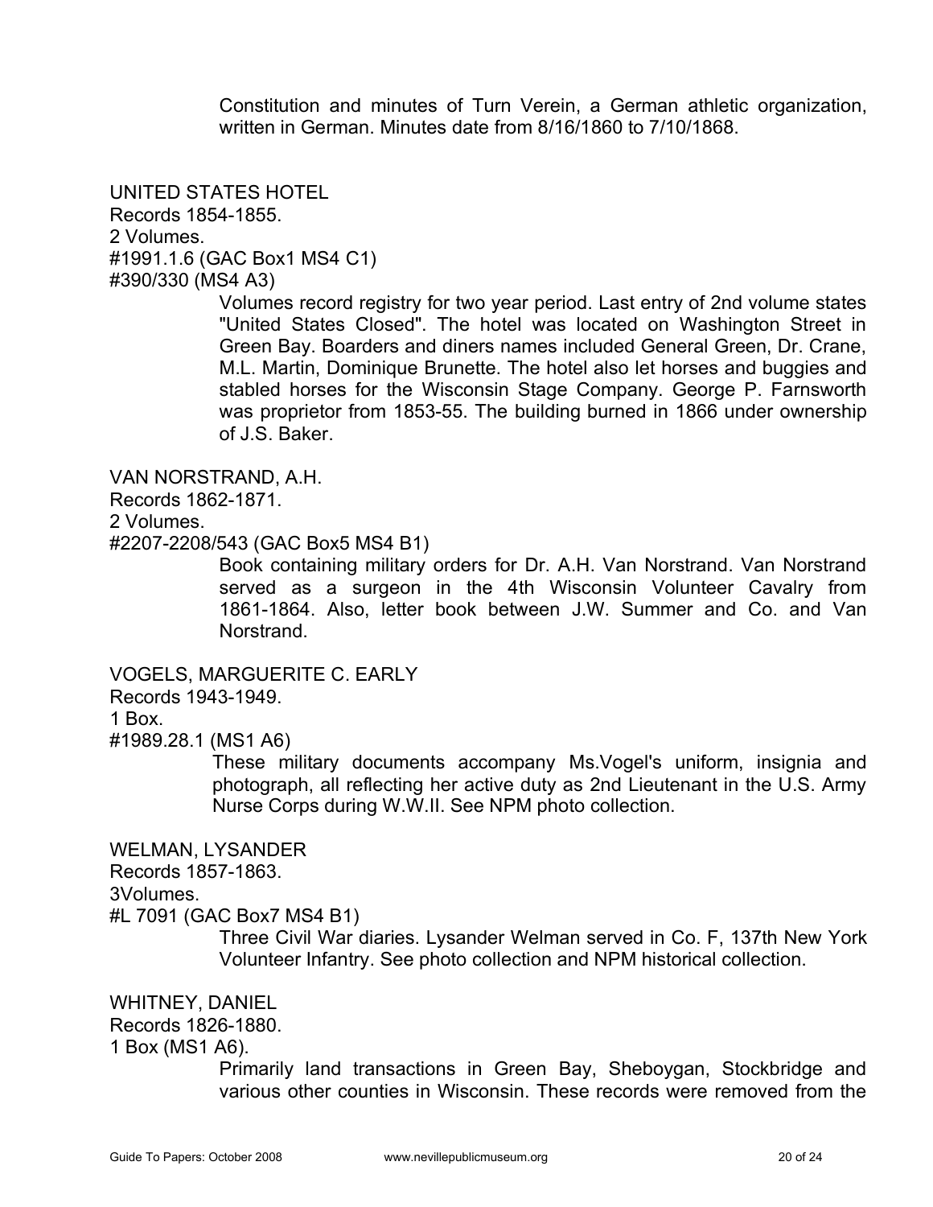Constitution and minutes of Turn Verein, a German athletic organization, written in German. Minutes date from 8/16/1860 to 7/10/1868.

UNITED STATES HOTEL
Records 1854-1855.
2 Volumes.
#1991.1.6 (GAC Box1 MS4 C1)
#390/330 (MS4 A3)

Volumes record registry for two year period. Last entry of 2nd volume states "United States Closed". The hotel was located on Washington Street in Green Bay. Boarders and diners names included General Green, Dr. Crane, M.L. Martin, Dominique Brunette. The hotel also let horses and buggies and stabled horses for the Wisconsin Stage Company. George P. Farnsworth was proprietor from 1853-55. The building burned in 1866 under ownership of J.S. Baker.

VAN NORSTRAND, A.H.
Records 1862-1871.
2 Volumes.
#2207-2208/543 (GAC Box5 MS4 B1)

Book containing military orders for Dr. A.H. Van Norstrand. Van Norstrand served as a surgeon in the 4th Wisconsin Volunteer Cavalry from 1861-1864. Also, letter book between J.W. Summer and Co. and Van Norstrand.

VOGELS, MARGUERITE C. EARLY
Records 1943-1949.
1 Box.
#1989.28.1 (MS1 A6)

These military documents accompany Ms.Vogel's uniform, insignia and photograph, all reflecting her active duty as 2nd Lieutenant in the U.S. Army Nurse Corps during W.W.II. See NPM photo collection.

WELMAN, LYSANDER
Records 1857-1863.
3Volumes.
#L 7091 (GAC Box7 MS4 B1)

Three Civil War diaries. Lysander Welman served in Co. F, 137th New York Volunteer Infantry. See photo collection and NPM historical collection.

WHITNEY, DANIEL
Records 1826-1880.
1 Box (MS1 A6).

Primarily land transactions in Green Bay, Sheboygan, Stockbridge and various other counties in Wisconsin. These records were removed from the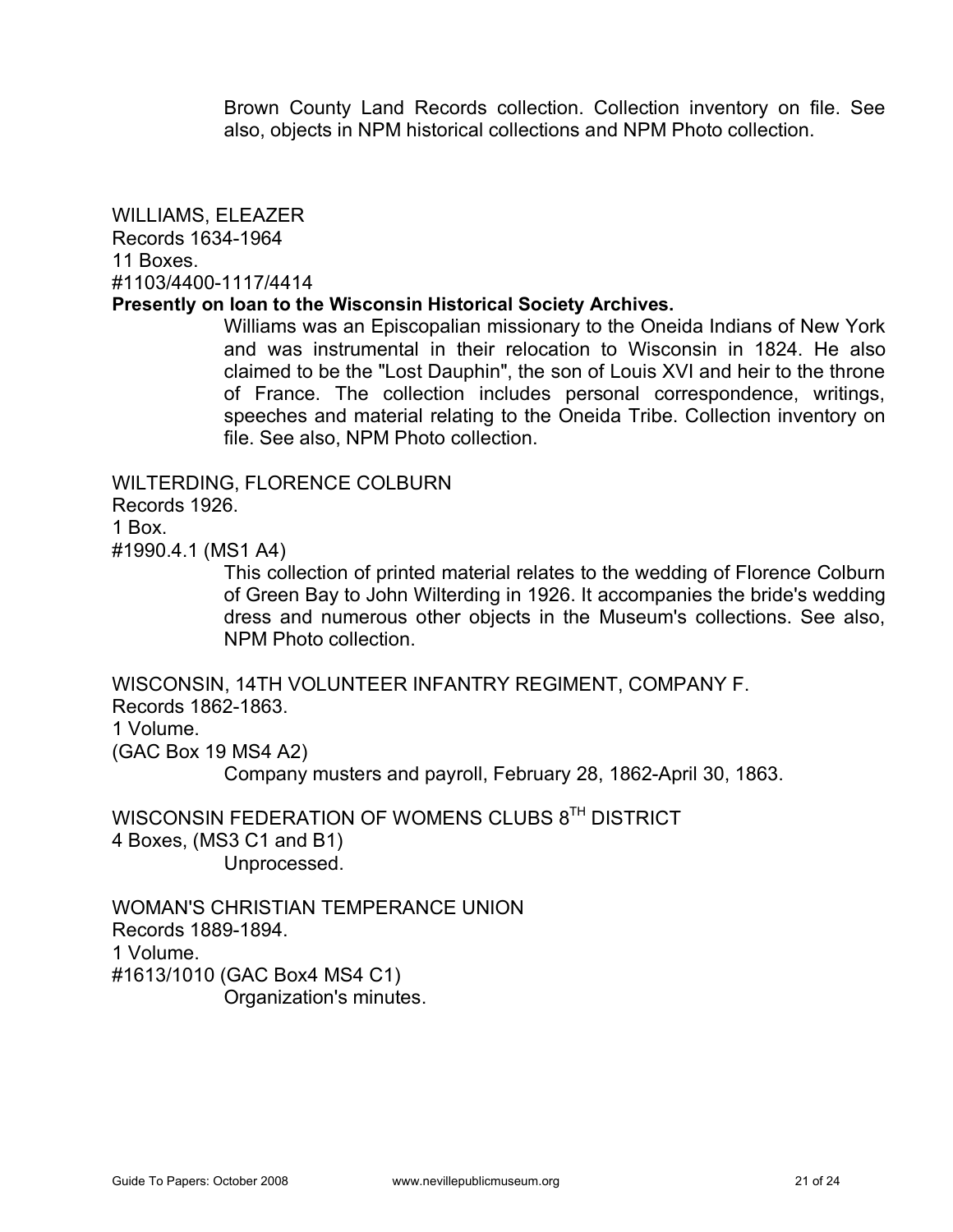Brown County Land Records collection. Collection inventory on file. See also, objects in NPM historical collections and NPM Photo collection.

WILLIAMS, ELEAZER
Records 1634-1964
11 Boxes.
#1103/4400-1117/4414
**Presently on loan to the Wisconsin Historical Society Archives.**

Williams was an Episcopalian missionary to the Oneida Indians of New York and was instrumental in their relocation to Wisconsin in 1824. He also claimed to be the "Lost Dauphin", the son of Louis XVI and heir to the throne of France. The collection includes personal correspondence, writings, speeches and material relating to the Oneida Tribe. Collection inventory on file. See also, NPM Photo collection.

WILTERDING, FLORENCE COLBURN
Records 1926.
1 Box.
#1990.4.1 (MS1 A4)

This collection of printed material relates to the wedding of Florence Colburn of Green Bay to John Wilterding in 1926. It accompanies the bride's wedding dress and numerous other objects in the Museum's collections. See also, NPM Photo collection.

WISCONSIN, 14TH VOLUNTEER INFANTRY REGIMENT, COMPANY F.
Records 1862-1863.
1 Volume.
(GAC Box 19 MS4 A2)

Company musters and payroll, February 28, 1862-April 30, 1863.

WISCONSIN FEDERATION OF WOMENS CLUBS 8TH DISTRICT
4 Boxes, (MS3 C1 and B1)

Unprocessed.

WOMAN'S CHRISTIAN TEMPERANCE UNION
Records 1889-1894.
1 Volume.
#1613/1010 (GAC Box4 MS4 C1)

Organization's minutes.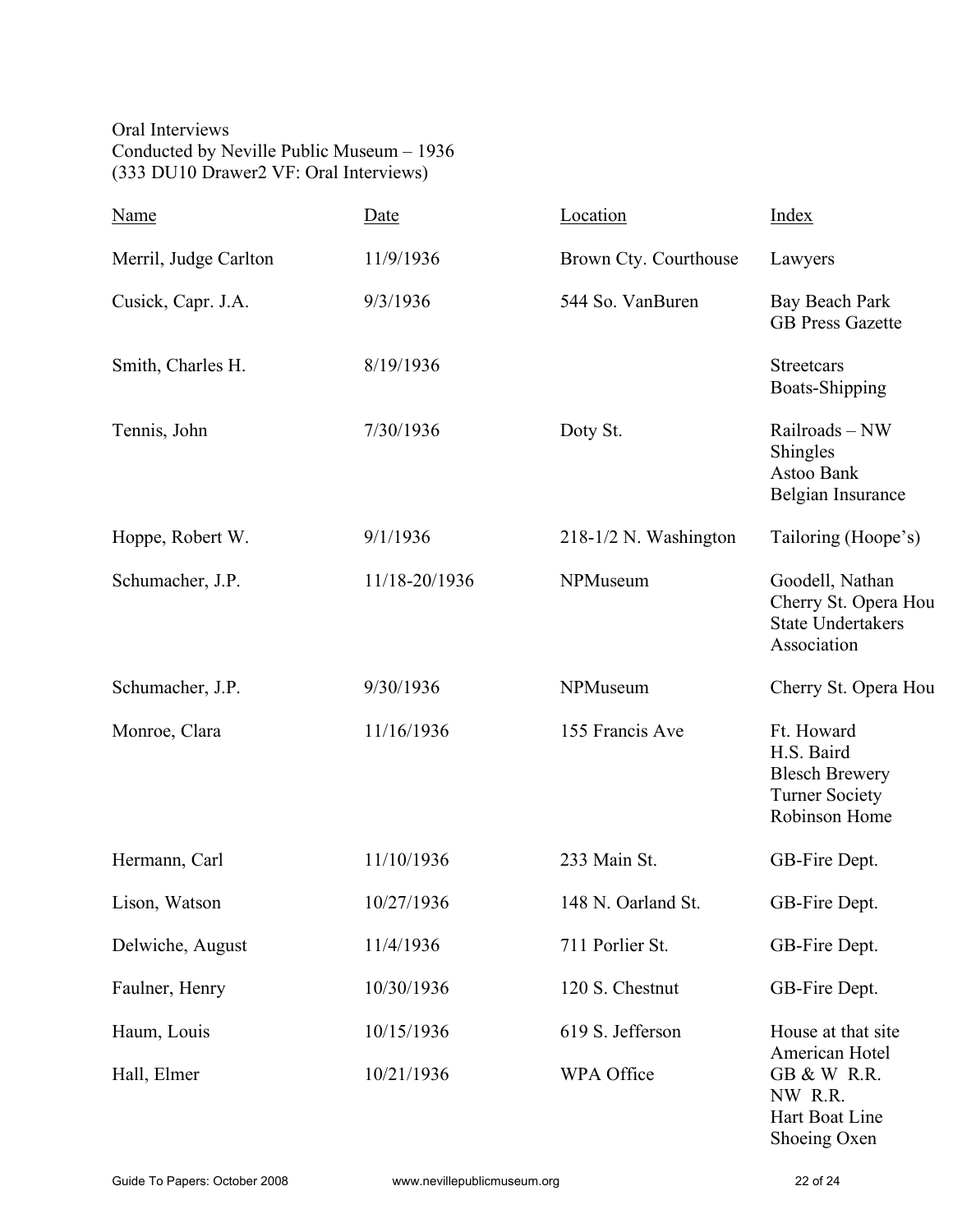Oral Interviews
Conducted by Neville Public Museum – 1936
(333 DU10 Drawer2 VF: Oral Interviews)

| Name | Date | Location | Index |
|---|---|---|---|
| Merril, Judge Carlton | 11/9/1936 | Brown Cty. Courthouse | Lawyers |
| Cusick, Capr. J.A. | 9/3/1936 | 544 So. VanBuren | Bay Beach Park<br>GB Press Gazette |
| Smith, Charles H. | 8/19/1936 | | Streetcars<br>Boats-Shipping |
| Tennis, John | 7/30/1936 | Doty St. | Railroads – NW<br>Shingles<br>Astoo Bank<br>Belgian Insurance |
| Hoppe, Robert W. | 9/1/1936 | 218-1/2 N. Washington | Tailoring (Hoope's) |
| Schumacher, J.P. | 11/18-20/1936 | NPMuseum | Goodell, Nathan<br>Cherry St. Opera Hou<br>State Undertakers Association |
| Schumacher, J.P. | 9/30/1936 | NPMuseum | Cherry St. Opera Hou |
| Monroe, Clara | 11/16/1936 | 155 Francis Ave | Ft. Howard<br>H.S. Baird<br>Blesch Brewery<br>Turner Society<br>Robinson Home |
| Hermann, Carl | 11/10/1936 | 233 Main St. | GB-Fire Dept. |
| Lison, Watson | 10/27/1936 | 148 N. Oarland St. | GB-Fire Dept. |
| Delwiche, August | 11/4/1936 | 711 Porlier St. | GB-Fire Dept. |
| Faulner, Henry | 10/30/1936 | 120 S. Chestnut | GB-Fire Dept. |
| Haum, Louis | 10/15/1936 | 619 S. Jefferson | House at that site |
| Hall, Elmer | 10/21/1936 | WPA Office | American Hotel<br>GB & W R.R.<br>NW R.R.<br>Hart Boat Line<br>Shoeing Oxen |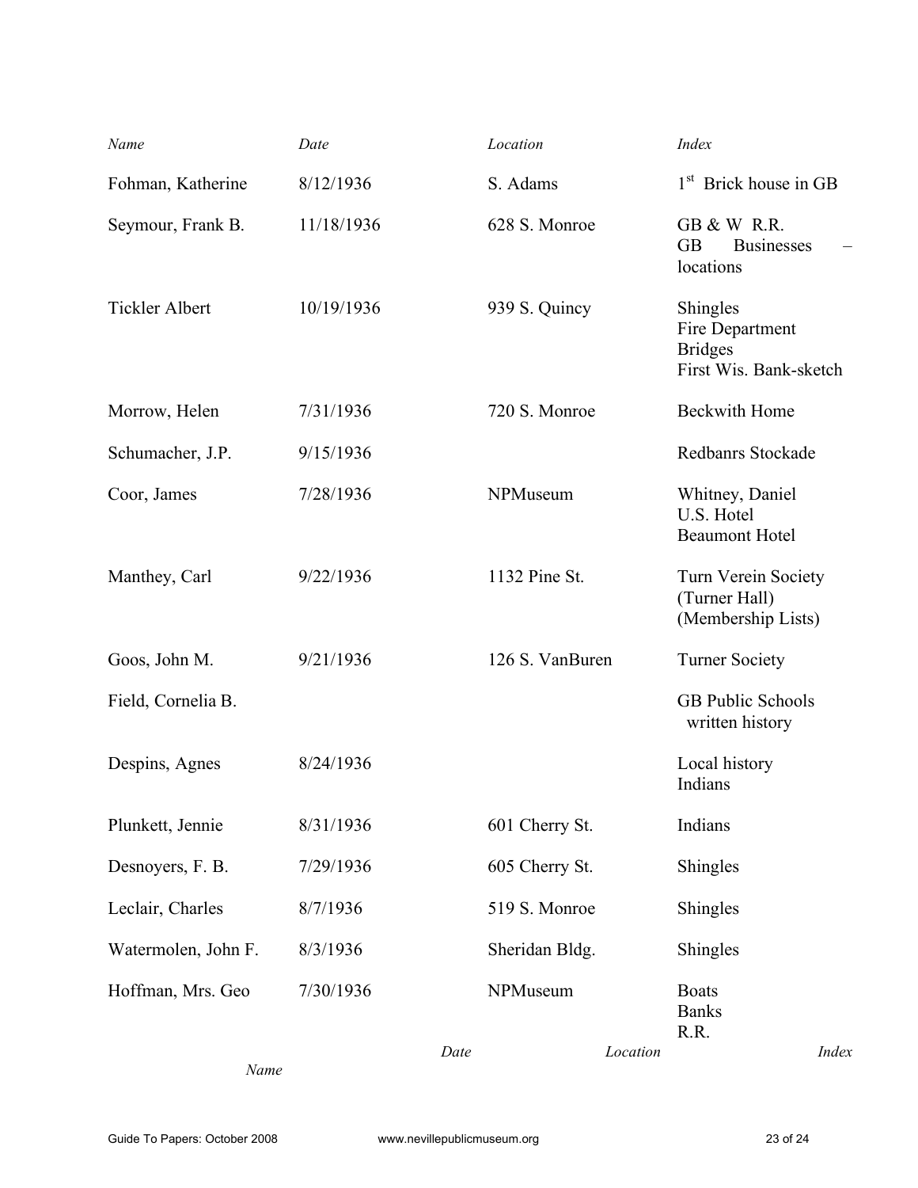| *Name* | *Date* | *Location* | *Index* |
|---|---|---|---|
| Fohman, Katherine | 8/12/1936 | S. Adams | 1st Brick house in GB |
| Seymour, Frank B. | 11/18/1936 | 628 S. Monroe | GB & W R.R.<br>GB Businesses – locations |
| Tickler Albert | 10/19/1936 | 939 S. Quincy | Shingles<br>Fire Department<br>Bridges<br>First Wis. Bank-sketch |
| Morrow, Helen | 7/31/1936 | 720 S. Monroe | Beckwith Home |
| Schumacher, J.P. | 9/15/1936 | | Redbanrs Stockade |
| Coor, James | 7/28/1936 | NPMuseum | Whitney, Daniel<br>U.S. Hotel<br>Beaumont Hotel |
| Manthey, Carl | 9/22/1936 | 1132 Pine St. | Turn Verein Society<br>(Turner Hall)<br>(Membership Lists) |
| Goos, John M. | 9/21/1936 | 126 S. VanBuren | Turner Society |
| Field, Cornelia B. | | | GB Public Schools written history |
| Despins, Agnes | 8/24/1936 | | Local history<br>Indians |
| Plunkett, Jennie | 8/31/1936 | 601 Cherry St. | Indians |
| Desnoyers, F. B. | 7/29/1936 | 605 Cherry St. | Shingles |
| Leclair, Charles | 8/7/1936 | 519 S. Monroe | Shingles |
| Watermolen, John F. | 8/3/1936 | Sheridan Bldg. | Shingles |
| Hoffman, Mrs. Geo | 7/30/1936 | NPMuseum | Boats<br>Banks<br>R.R. |

| *Name* | *Date* | *Location* | *Index* |
|---|---|---|---|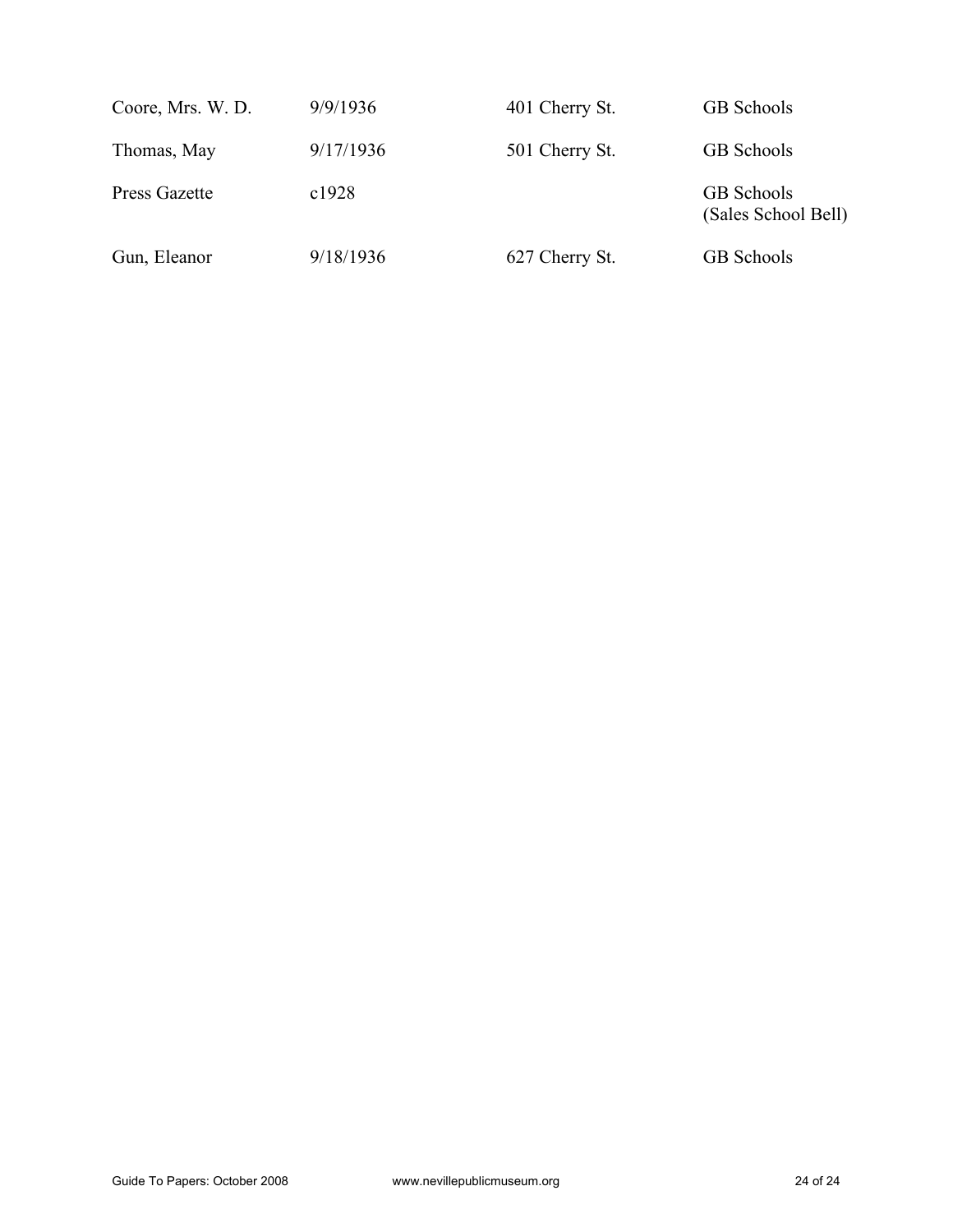| | | | |
|---|---|---|---|
| Coore, Mrs. W. D. | 9/9/1936 | 401 Cherry St. | GB Schools |
| Thomas, May | 9/17/1936 | 501 Cherry St. | GB Schools |
| Press Gazette | c1928 | | GB Schools (Sales School Bell) |
| Gun, Eleanor | 9/18/1936 | 627 Cherry St. | GB Schools |